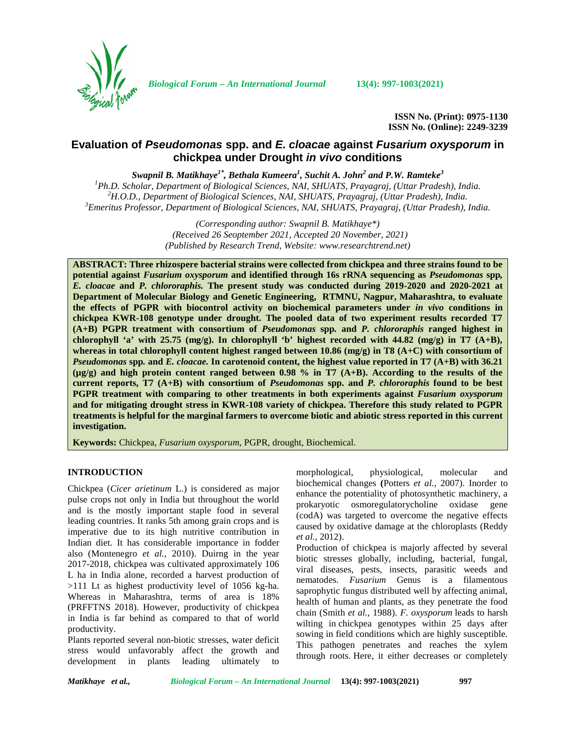*Biological Forum – An International Journal* **13(4): 997-1003(2021)**

**ISSN No. (Print): 0975-1130**
**ISSN No. (Online): 2249-3239**

# Evaluation of *Pseudomonas* spp. and *E. cloacae* against *Fusarium oxysporum* in chickpea under Drought *in vivo* conditions

***Swapnil B. Matikhaye[1*], Bethala Kumeera[1], Suchit A. John[2] and P.W. Ramteke[3]***

[1]Ph.D. Scholar, Department of Biological Sciences, NAI, SHUATS, Prayagraj, (Uttar Pradesh), India.
[2]H.O.D., Department of Biological Sciences, NAI, SHUATS, Prayagraj, (Uttar Pradesh), India.
[3]Emeritus Professor, Department of Biological Sciences, NAI, SHUATS, Prayagraj, (Uttar Pradesh), India.

*(Corresponding author: Swapnil B. Matikhaye\*)*
*(Received 26 Seoptember 2021, Accepted 20 November, 2021)*
*(Published by Research Trend, Website: www.researchtrend.net)*

**ABSTRACT: Three rhizospere bacterial strains were collected from chickpea and three strains found to be potential against *Fusarium oxysporum* and identified through 16s rRNA sequencing as *Pseudomonas* spp, *E. cloacae* and *P. chlororaphis.* The present study was conducted during 2019-2020 and 2020-2021 at Department of Molecular Biology and Genetic Engineering, RTMNU, Nagpur, Maharashtra, to evaluate the effects of PGPR with biocontrol activity on biochemical parameters under *in vivo* conditions in chickpea KWR-108 genotype under drought. The pooled data of two experiment results recorded T7 (A+B) PGPR treatment with consortium of *Pseudomonas* spp. and *P. chlororaphis* ranged highest in chlorophyll 'a' with 25.75 (mg/g). In chlorophyll 'b' highest recorded with 44.82 (mg/g) in T7 (A+B), whereas in total chlorophyll content highest ranged between 10.86 (mg/g) in T8 (A+C) with consortium of *Pseudomonas* spp. and *E. cloacae.* In carotenoid content, the highest value reported in T7 (A+B) with 36.21 (µg/g) and high protein content ranged between 0.98 % in T7 (A+B). According to the results of the current reports, T7 (A+B) with consortium of *Pseudomonas* spp. and *P. chlororaphis* found to be best PGPR treatment with comparing to other treatments in both experiments against *Fusarium oxysporum* and for mitigating drought stress in KWR-108 variety of chickpea. Therefore this study related to PGPR treatments is helpful for the marginal farmers to overcome biotic and abiotic stress reported in this current investigation.**

**Keywords:** Chickpea, *Fusarium oxysporum,* PGPR, drought, Biochemical.

## INTRODUCTION

Chickpea (*Cicer arietinum* L.) is considered as major pulse crops not only in India but throughout the world and is the mostly important staple food in several leading countries. It ranks 5th among grain crops and is imperative due to its high nutritive contribution in Indian diet. It has considerable importance in fodder also (Montenegro *et al.,* 2010). Duirng in the year 2017-2018, chickpea was cultivated approximately 106 L ha in India alone, recorded a harvest production of >111 Lt as highest productivity level of 1056 kg-ha. Whereas in Maharashtra, terms of area is 18% (PRFFTNS 2018). However, productivity of chickpea in India is far behind as compared to that of world productivity.

Plants reported several non-biotic stresses, water deficit stress would unfavorably affect the growth and development in plants leading ultimately to morphological, physiological, molecular and biochemical changes **(**Potters *et al.,* 2007). Inorder to enhance the potentiality of photosynthetic machinery, a prokaryotic osmoregulatorycholine oxidase gene (codA) was targeted to overcome the negative effects caused by oxidative damage at the chloroplasts (Reddy *et al.,* 2012).

Production of chickpea is majorly affected by several biotic stresses globally, including, bacterial, fungal, viral diseases, pests, insects, parasitic weeds and nematodes. *Fusarium* Genus is a filamentous saprophytic fungus distributed well by affecting animal, health of human and plants, as they penetrate the food chain (Smith *et al.,* 1988). *F. oxysporum* leads to harsh wilting in chickpea genotypes within 25 days after sowing in field conditions which are highly susceptible. This pathogen penetrates and reaches the xylem through roots. Here, it either decreases or completely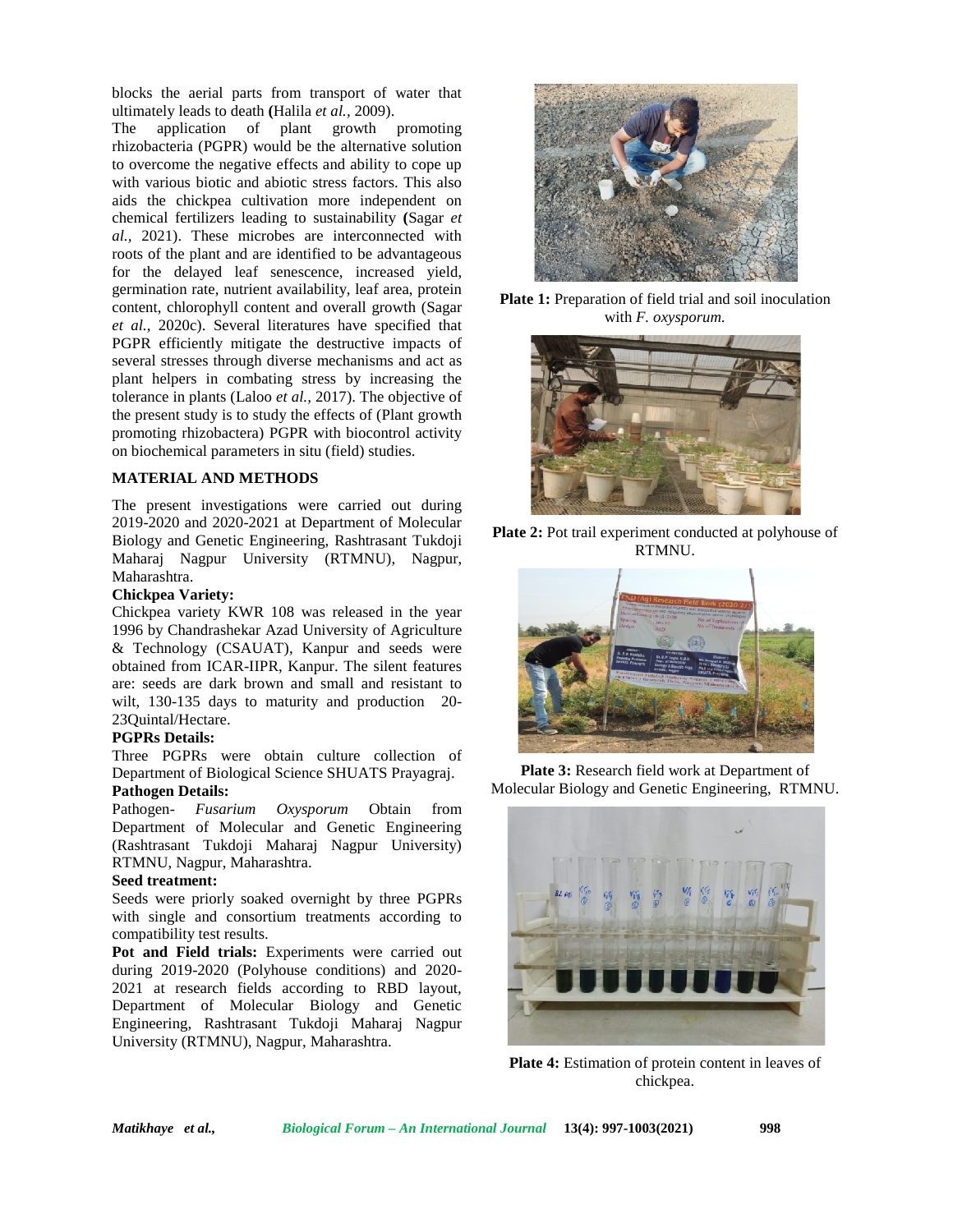blocks the aerial parts from transport of water that ultimately leads to death **(**Halila *et al.,* 2009).

The application of plant growth promoting rhizobacteria (PGPR) would be the alternative solution to overcome the negative effects and ability to cope up with various biotic and abiotic stress factors. This also aids the chickpea cultivation more independent on chemical fertilizers leading to sustainability **(**Sagar *et al.,* 2021). These microbes are interconnected with roots of the plant and are identified to be advantageous for the delayed leaf senescence, increased yield, germination rate, nutrient availability, leaf area, protein content, chlorophyll content and overall growth (Sagar *et al.,* 2020c). Several literatures have specified that PGPR efficiently mitigate the destructive impacts of several stresses through diverse mechanisms and act as plant helpers in combating stress by increasing the tolerance in plants (Laloo *et al.,* 2017). The objective of the present study is to study the effects of (Plant growth promoting rhizobactera) PGPR with biocontrol activity on biochemical parameters in situ (field) studies.

## MATERIAL AND METHODS

The present investigations were carried out during 2019-2020 and 2020-2021 at Department of Molecular Biology and Genetic Engineering, Rashtrasant Tukdoji Maharaj Nagpur University (RTMNU), Nagpur, Maharashtra.

**Chickpea Variety:**

Chickpea variety KWR 108 was released in the year 1996 by Chandrashekar Azad University of Agriculture & Technology (CSAUAT), Kanpur and seeds were obtained from ICAR-IIPR, Kanpur. The silent features are: seeds are dark brown and small and resistant to wilt, 130-135 days to maturity and production 20-23Quintal/Hectare.

**PGPRs Details:**

Three PGPRs were obtain culture collection of Department of Biological Science SHUATS Prayagraj.

**Pathogen Details:**

Pathogen- *Fusarium Oxysporum* Obtain from Department of Molecular and Genetic Engineering (Rashtrasant Tukdoji Maharaj Nagpur University) RTMNU, Nagpur, Maharashtra.

**Seed treatment:**

Seeds were priorly soaked overnight by three PGPRs with single and consortium treatments according to compatibility test results.

**Pot and Field trials:** Experiments were carried out during 2019-2020 (Polyhouse conditions) and 2020-2021 at research fields according to RBD layout, Department of Molecular Biology and Genetic Engineering, Rashtrasant Tukdoji Maharaj Nagpur University (RTMNU), Nagpur, Maharashtra.

**Plate 1:** Preparation of field trial and soil inoculation with *F. oxysporum.*

**Plate 2:** Pot trail experiment conducted at polyhouse of RTMNU.

**Plate 3:** Research field work at Department of Molecular Biology and Genetic Engineering, RTMNU.

**Plate 4:** Estimation of protein content in leaves of chickpea.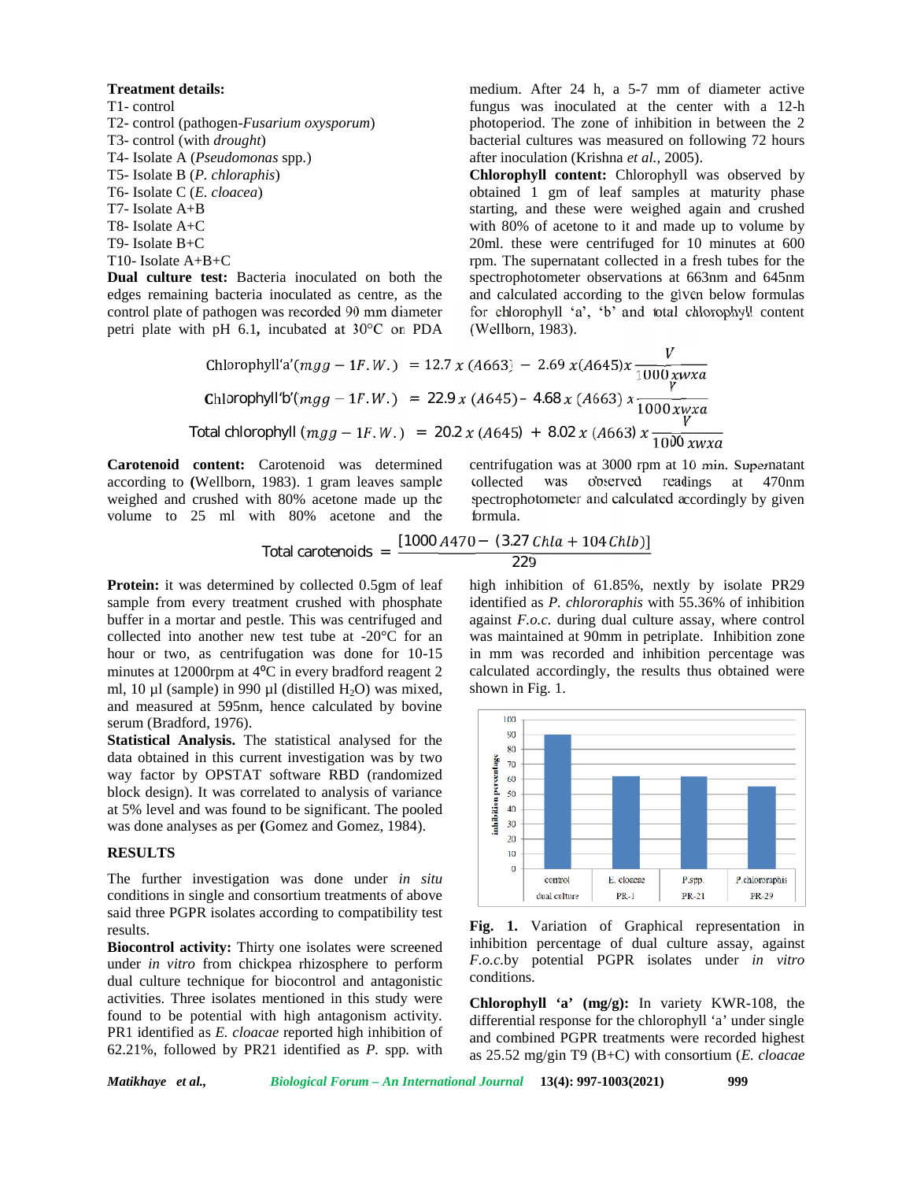**Treatment details:**

T1- control
T2- control (pathogen-*Fusarium oxysporum*)
T3- control (with *drought*)
T4- Isolate A (*Pseudomonas* spp.)
T5- Isolate B (*P. chloraphis*)
T6- Isolate C (*E. cloacea*)
T7- Isolate A+B
T8- Isolate A+C
T9- Isolate B+C
T10- Isolate A+B+C

**Dual culture test:** Bacteria inoculated on both the edges remaining bacteria inoculated as centre, as the control plate of pathogen was recorded 90 mm diameter petri plate with pH 6.1**,** incubated at 30°C on PDA medium. After 24 h, a 5-7 mm of diameter active fungus was inoculated at the center with a 12-h photoperiod. The zone of inhibition in between the 2 bacterial cultures was measured on following 72 hours after inoculation (Krishna *et al.,* 2005).

**Chlorophyll content:** Chlorophyll was observed by obtained 1 gm of leaf samples at maturity phase starting, and these were weighed again and crushed with 80% of acetone to it and made up to volume by 20ml. these were centrifuged for 10 minutes at 600 rpm. The supernatant collected in a fresh tubes for the spectrophotometer observations at 663nm and 645nm and calculated according to the given below formulas for chlorophyll 'a', 'b' and total chlorophyll content (Wellborn, 1983).

$$\text{Chlorophyll'a'}(mgg-1F.W.) = 12.7\,x\,(A663) - 2.69\,x(A645)x\frac{V}{1000\,xwxa}$$

$$\text{Chlorophyll'b'}(mgg-1F.W.) = 22.9\,x\,(A645) - 4.68\,x\,(A663)\,x\frac{V}{1000\,xwxa}$$

$$\text{Total chlorophyll}\,(mgg-1F.W.) = 20.2\,x\,(A645) + 8.02\,x\,(A663)\,x\frac{V}{1000\,xwxa}$$

**Carotenoid content:** Carotenoid was determined according to **(**Wellborn, 1983). 1 gram leaves sample weighed and crushed with 80% acetone made up the volume to 25 ml with 80% acetone and the centrifugation was at 3000 rpm at 10 min. Supernatant collected was observed readings at 470nm spectrophotometer and calculated accordingly by given formula.

$$\text{Total carotenoids} = \frac{[1000\,A470 - (3.27\,Chla + 104\,Chlb)]}{229}$$

**Protein:** it was determined by collected 0.5gm of leaf sample from every treatment crushed with phosphate buffer in a mortar and pestle. This was centrifuged and collected into another new test tube at -20°C for an hour or two, as centrifugation was done for 10-15 minutes at 12000rpm at 4°C in every bradford reagent 2 ml, 10 µl (sample) in 990 µl (distilled $H_2O$) was mixed, and measured at 595nm, hence calculated by bovine serum (Bradford, 1976).

**Statistical Analysis.** The statistical analysed for the data obtained in this current investigation was by two way factor by OPSTAT software RBD (randomized block design). It was correlated to analysis of variance at 5% level and was found to be significant. The pooled was done analyses as per **(**Gomez and Gomez, 1984).

## RESULTS

The further investigation was done under *in situ* conditions in single and consortium treatments of above said three PGPR isolates according to compatibility test results.

**Biocontrol activity:** Thirty one isolates were screened under *in vitro* from chickpea rhizosphere to perform dual culture technique for biocontrol and antagonistic activities. Three isolates mentioned in this study were found to be potential with high antagonism activity. PR1 identified as *E. cloacae* reported high inhibition of 62.21%, followed by PR21 identified as *P.* spp. with high inhibition of 61.85%, nextly by isolate PR29 identified as *P. chlororaphis* with 55.36% of inhibition against *F.o.c.* during dual culture assay, where control was maintained at 90mm in petriplate. Inhibition zone in mm was recorded and inhibition percentage was calculated accordingly, the results thus obtained were shown in Fig. 1.

**Fig. 1.** Variation of Graphical representation in inhibition percentage of dual culture assay, against *F.o.c.*by potential PGPR isolates under *in vitro* conditions.

**Chlorophyll 'a' (mg/g):** In variety KWR-108, the differential response for the chlorophyll 'a' under single and combined PGPR treatments were recorded highest as 25.52 mg/gin T9 (B+C) with consortium (*E. cloacae*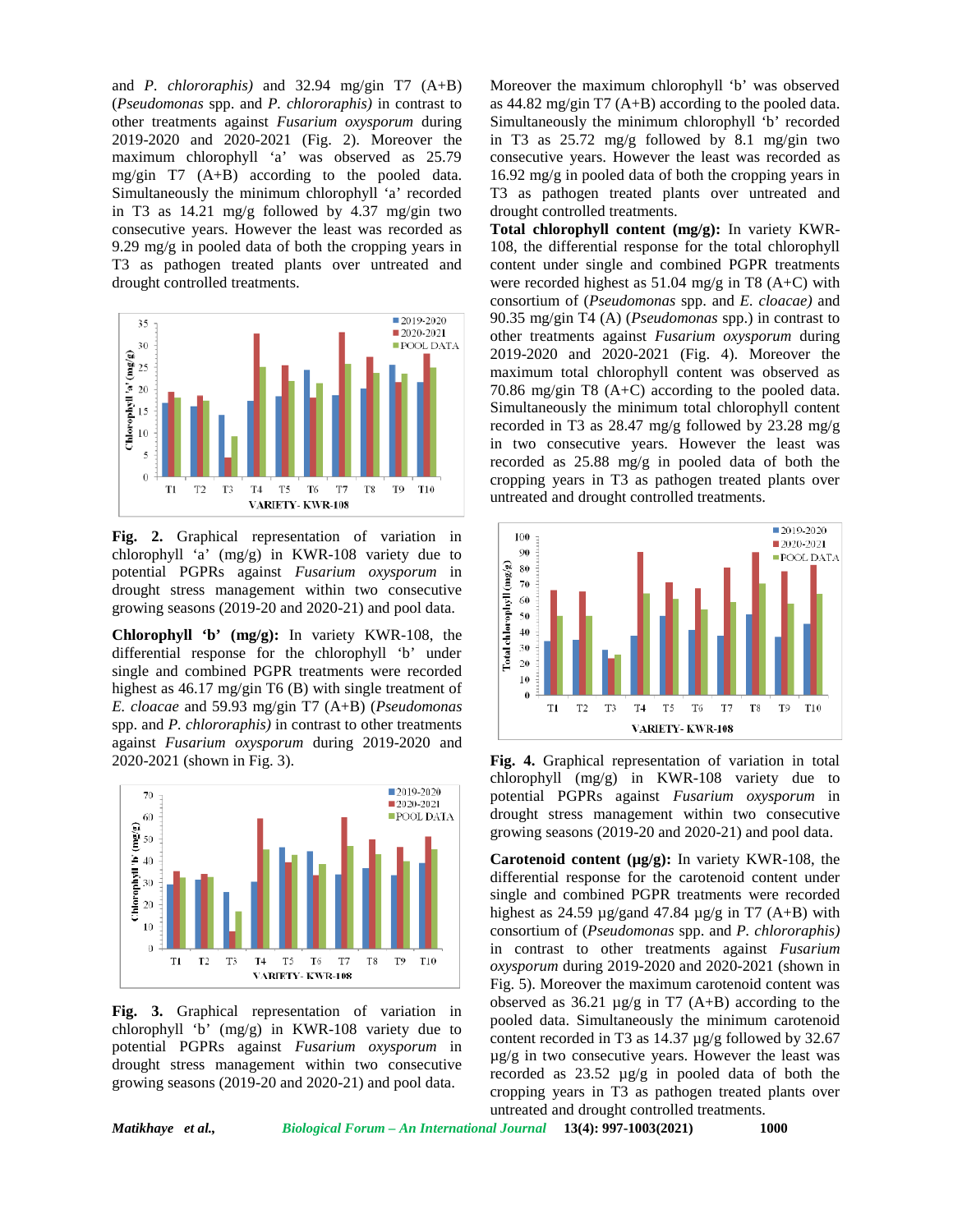and *P. chlororaphis)* and 32.94 mg/gin T7 (A+B) (*Pseudomonas* spp. and *P. chlororaphis)* in contrast to other treatments against *Fusarium oxysporum* during 2019-2020 and 2020-2021 (Fig. 2). Moreover the maximum chlorophyll 'a' was observed as 25.79 mg/gin T7 (A+B) according to the pooled data. Simultaneously the minimum chlorophyll 'a' recorded in T3 as 14.21 mg/g followed by 4.37 mg/gin two consecutive years. However the least was recorded as 9.29 mg/g in pooled data of both the cropping years in T3 as pathogen treated plants over untreated and drought controlled treatments.

**Fig. 2.** Graphical representation of variation in chlorophyll 'a' (mg/g) in KWR-108 variety due to potential PGPRs against *Fusarium oxysporum* in drought stress management within two consecutive growing seasons (2019-20 and 2020-21) and pool data.

**Chlorophyll 'b' (mg/g):** In variety KWR-108, the differential response for the chlorophyll 'b' under single and combined PGPR treatments were recorded highest as 46.17 mg/gin T6 (B) with single treatment of *E. cloacae* and 59.93 mg/gin T7 (A+B) (*Pseudomonas* spp. and *P. chlororaphis)* in contrast to other treatments against *Fusarium oxysporum* during 2019-2020 and 2020-2021 (shown in Fig. 3).

**Fig. 3.** Graphical representation of variation in chlorophyll 'b' (mg/g) in KWR-108 variety due to potential PGPRs against *Fusarium oxysporum* in drought stress management within two consecutive growing seasons (2019-20 and 2020-21) and pool data.

Moreover the maximum chlorophyll 'b' was observed as 44.82 mg/gin T7 (A+B) according to the pooled data. Simultaneously the minimum chlorophyll 'b' recorded in T3 as 25.72 mg/g followed by 8.1 mg/gin two consecutive years. However the least was recorded as 16.92 mg/g in pooled data of both the cropping years in T3 as pathogen treated plants over untreated and drought controlled treatments.

**Total chlorophyll content (mg/g):** In variety KWR-108, the differential response for the total chlorophyll content under single and combined PGPR treatments were recorded highest as 51.04 mg/g in T8 (A+C) with consortium of (*Pseudomonas* spp. and *E. cloacae)* and 90.35 mg/gin T4 (A) (*Pseudomonas* spp.) in contrast to other treatments against *Fusarium oxysporum* during 2019-2020 and 2020-2021 (Fig. 4). Moreover the maximum total chlorophyll content was observed as 70.86 mg/gin T8 (A+C) according to the pooled data. Simultaneously the minimum total chlorophyll content recorded in T3 as 28.47 mg/g followed by 23.28 mg/g in two consecutive years. However the least was recorded as 25.88 mg/g in pooled data of both the cropping years in T3 as pathogen treated plants over untreated and drought controlled treatments.

**Fig. 4.** Graphical representation of variation in total chlorophyll (mg/g) in KWR-108 variety due to potential PGPRs against *Fusarium oxysporum* in drought stress management within two consecutive growing seasons (2019-20 and 2020-21) and pool data.

**Carotenoid content (µg/g):** In variety KWR-108, the differential response for the carotenoid content under single and combined PGPR treatments were recorded highest as 24.59 µg/gand 47.84 µg/g in T7 (A+B) with consortium of (*Pseudomonas* spp. and *P. chlororaphis)* in contrast to other treatments against *Fusarium oxysporum* during 2019-2020 and 2020-2021 (shown in Fig. 5). Moreover the maximum carotenoid content was observed as 36.21 µg/g in T7 (A+B) according to the pooled data. Simultaneously the minimum carotenoid content recorded in T3 as 14.37 µg/g followed by 32.67 µg/g in two consecutive years. However the least was recorded as 23.52 µg/g in pooled data of both the cropping years in T3 as pathogen treated plants over untreated and drought controlled treatments.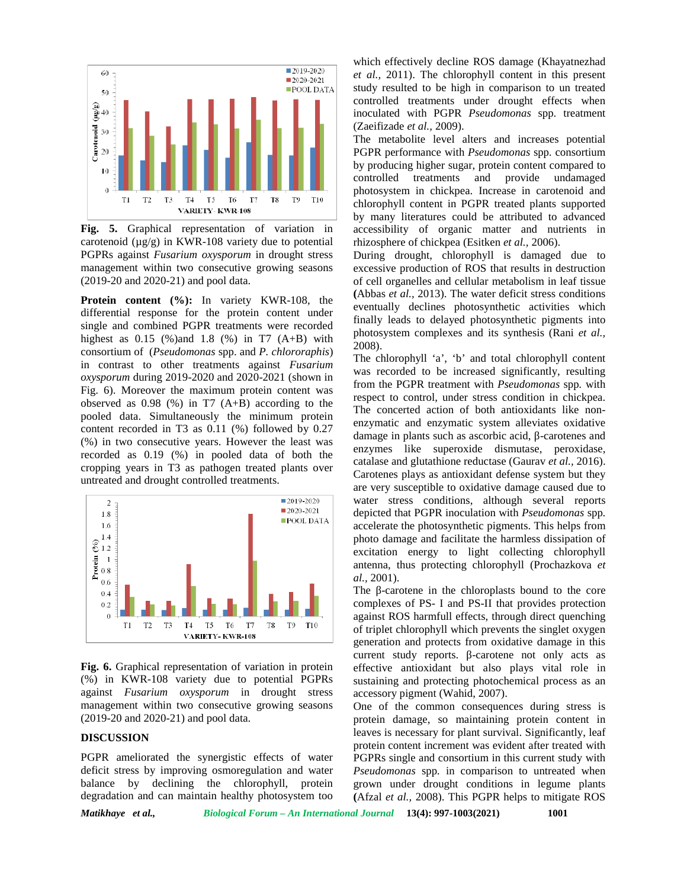**Fig. 5.** Graphical representation of variation in carotenoid (µg/g) in KWR-108 variety due to potential PGPRs against *Fusarium oxysporum* in drought stress management within two consecutive growing seasons (2019-20 and 2020-21) and pool data.

**Protein content (%):** In variety KWR-108, the differential response for the protein content under single and combined PGPR treatments were recorded highest as 0.15 (%)and 1.8 (%) in T7 (A+B) with consortium of (*Pseudomonas* spp. and *P. chlororaphis*) in contrast to other treatments against *Fusarium oxysporum* during 2019-2020 and 2020-2021 (shown in Fig. 6). Moreover the maximum protein content was observed as 0.98 (%) in T7 (A+B) according to the pooled data. Simultaneously the minimum protein content recorded in T3 as 0.11 (%) followed by 0.27 (%) in two consecutive years. However the least was recorded as 0.19 (%) in pooled data of both the cropping years in T3 as pathogen treated plants over untreated and drought controlled treatments.

**Fig. 6.** Graphical representation of variation in protein (%) in KWR-108 variety due to potential PGPRs against *Fusarium oxysporum* in drought stress management within two consecutive growing seasons (2019-20 and 2020-21) and pool data.

## DISCUSSION

PGPR ameliorated the synergistic effects of water deficit stress by improving osmoregulation and water balance by declining the chlorophyll, protein degradation and can maintain healthy photosystem too which effectively decline ROS damage (Khayatnezhad *et al.,* 2011). The chlorophyll content in this present study resulted to be high in comparison to un treated controlled treatments under drought effects when inoculated with PGPR *Pseudomonas* spp. treatment (Zaeifizade *et al.,* 2009).

The metabolite level alters and increases potential PGPR performance with *Pseudomonas* spp. consortium by producing higher sugar, protein content compared to controlled treatments and provide undamaged photosystem in chickpea. Increase in carotenoid and chlorophyll content in PGPR treated plants supported by many literatures could be attributed to advanced accessibility of organic matter and nutrients in rhizosphere of chickpea (Esitken *et al.,* 2006).

During drought, chlorophyll is damaged due to excessive production of ROS that results in destruction of cell organelles and cellular metabolism in leaf tissue **(**Abbas *et al.,* 2013). The water deficit stress conditions eventually declines photosynthetic activities which finally leads to delayed photosynthetic pigments into photosystem complexes and its synthesis (Rani *et al.,* 2008).

The chlorophyll 'a', 'b' and total chlorophyll content was recorded to be increased significantly, resulting from the PGPR treatment with *Pseudomonas* spp. with respect to control, under stress condition in chickpea. The concerted action of both antioxidants like non-enzymatic and enzymatic system alleviates oxidative damage in plants such as ascorbic acid, β-carotenes and enzymes like superoxide dismutase, peroxidase, catalase and glutathione reductase (Gaurav *et al.,* 2016). Carotenes plays as antioxidant defense system but they are very susceptible to oxidative damage caused due to water stress conditions, although several reports depicted that PGPR inoculation with *Pseudomonas* spp. accelerate the photosynthetic pigments. This helps from photo damage and facilitate the harmless dissipation of excitation energy to light collecting chlorophyll antenna, thus protecting chlorophyll (Prochazkova *et al.,* 2001).

The β-carotene in the chloroplasts bound to the core complexes of PS- I and PS-II that provides protection against ROS harmfull effects, through direct quenching of triplet chlorophyll which prevents the singlet oxygen generation and protects from oxidative damage in this current study reports. β-carotene not only acts as effective antioxidant but also plays vital role in sustaining and protecting photochemical process as an accessory pigment (Wahid, 2007).

One of the common consequences during stress is protein damage, so maintaining protein content in leaves is necessary for plant survival. Significantly, leaf protein content increment was evident after treated with PGPRs single and consortium in this current study with *Pseudomonas* spp. in comparison to untreated when grown under drought conditions in legume plants **(**Afzal *et al.,* 2008). This PGPR helps to mitigate ROS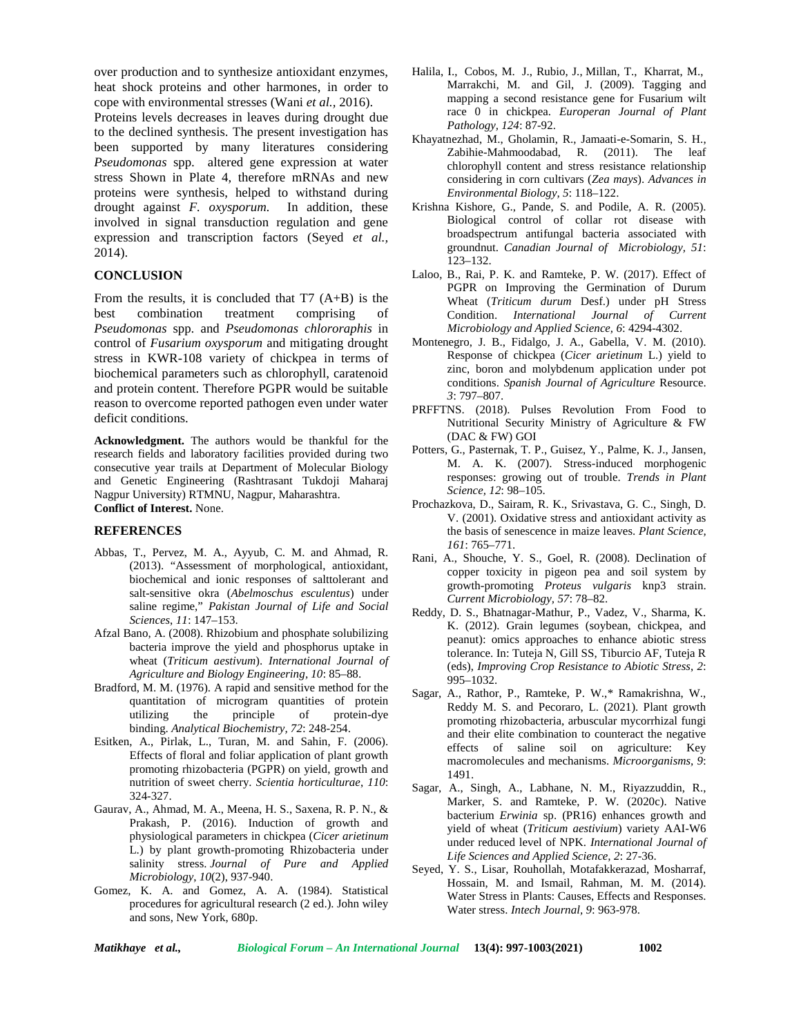over production and to synthesize antioxidant enzymes, heat shock proteins and other harmones, in order to cope with environmental stresses (Wani *et al.,* 2016).

Proteins levels decreases in leaves during drought due to the declined synthesis. The present investigation has been supported by many literatures considering *Pseudomonas* spp. altered gene expression at water stress Shown in Plate 4, therefore mRNAs and new proteins were synthesis, helped to withstand during drought against *F. oxysporum.* In addition, these involved in signal transduction regulation and gene expression and transcription factors (Seyed *et al.,* 2014).

## CONCLUSION

From the results, it is concluded that T7 (A+B) is the best combination treatment comprising of *Pseudomonas* spp. and *Pseudomonas chlororaphis* in control of *Fusarium oxysporum* and mitigating drought stress in KWR-108 variety of chickpea in terms of biochemical parameters such as chlorophyll, caratenoid and protein content. Therefore PGPR would be suitable reason to overcome reported pathogen even under water deficit conditions.

**Acknowledgment.** The authors would be thankful for the research fields and laboratory facilities provided during two consecutive year trails at Department of Molecular Biology and Genetic Engineering (Rashtrasant Tukdoji Maharaj Nagpur University) RTMNU, Nagpur, Maharashtra.

**Conflict of Interest.** None.

## REFERENCES

Abbas, T., Pervez, M. A., Ayyub, C. M. and Ahmad, R. (2013). "Assessment of morphological, antioxidant, biochemical and ionic responses of salttolerant and salt-sensitive okra (*Abelmoschus esculentus*) under saline regime," *Pakistan Journal of Life and Social Sciences*, *11*: 147–153.

Afzal Bano, A. (2008). Rhizobium and phosphate solubilizing bacteria improve the yield and phosphorus uptake in wheat (*Triticum aestivum*). *International Journal of Agriculture and Biology Engineering, 10*: 85–88.

Bradford, M. M. (1976). A rapid and sensitive method for the quantitation of microgram quantities of protein utilizing the principle of protein-dye binding. *Analytical Biochemistry, 72*: 248-254.

Esitken, A., Pirlak, L., Turan, M. and Sahin, F. (2006). Effects of floral and foliar application of plant growth promoting rhizobacteria (PGPR) on yield, growth and nutrition of sweet cherry. *Scientia horticulturae*, *110*: 324-327.

Gaurav, A., Ahmad, M. A., Meena, H. S., Saxena, R. P. N., & Prakash, P. (2016). Induction of growth and physiological parameters in chickpea (*Cicer arietinum* L.) by plant growth-promoting Rhizobacteria under salinity stress. *Journal of Pure and Applied Microbiology*, *10*(2), 937-940.

Gomez, K. A. and Gomez, A. A. (1984). Statistical procedures for agricultural research (2 ed.). John wiley and sons, New York, 680p.

Halila, I., Cobos, M. J., Rubio, J., Millan, T., Kharrat, M., Marrakchi, M. and Gil, J. (2009). Tagging and mapping a second resistance gene for Fusarium wilt race 0 in chickpea. *Europeran Journal of Plant Pathology, 124*: 87-92.

Khayatnezhad, M., Gholamin, R., Jamaati-e-Somarin, S. H., Zabihie-Mahmoodabad, R. (2011). The leaf chlorophyll content and stress resistance relationship considering in corn cultivars (*Zea mays*). *Advances in Environmental Biology, 5*: 118–122.

Krishna Kishore, G., Pande, S. and Podile, A. R. (2005). Biological control of collar rot disease with broadspectrum antifungal bacteria associated with groundnut. *Canadian Journal of Microbiology, 51*: 123–132.

Laloo, B., Rai, P. K. and Ramteke, P. W. (2017). Effect of PGPR on Improving the Germination of Durum Wheat (*Triticum durum* Desf.) under pH Stress Condition. *International Journal of Current Microbiology and Applied Science, 6*: 4294-4302.

Montenegro, J. B., Fidalgo, J. A., Gabella, V. M. (2010). Response of chickpea (*Cicer arietinum* L.) yield to zinc, boron and molybdenum application under pot conditions. *Spanish Journal of Agriculture* Resource*. 3*: 797–807.

PRFFTNS. (2018). Pulses Revolution From Food to Nutritional Security Ministry of Agriculture & FW (DAC & FW) GOI

Potters, G., Pasternak, T. P., Guisez, Y., Palme, K. J., Jansen, M. A. K. (2007). Stress-induced morphogenic responses: growing out of trouble. *Trends in Plant Science, 12*: 98–105.

Prochazkova, D., Sairam, R. K., Srivastava, G. C., Singh, D. V. (2001). Oxidative stress and antioxidant activity as the basis of senescence in maize leaves. *Plant Science, 161*: 765–771.

Rani, A., Shouche, Y. S., Goel, R. (2008). Declination of copper toxicity in pigeon pea and soil system by growth-promoting *Proteus vulgaris* knp3 strain. *Current Microbiology, 57*: 78–82.

Reddy, D. S., Bhatnagar-Mathur, P., Vadez, V., Sharma, K. K. (2012). Grain legumes (soybean, chickpea, and peanut): omics approaches to enhance abiotic stress tolerance. In: Tuteja N, Gill SS, Tiburcio AF, Tuteja R (eds), *Improving Crop Resistance to Abiotic Stress, 2*: 995–1032.

Sagar, A., Rathor, P., Ramteke, P. W.,* Ramakrishna, W., Reddy M. S. and Pecoraro, L. (2021). Plant growth promoting rhizobacteria, arbuscular mycorrhizal fungi and their elite combination to counteract the negative effects of saline soil on agriculture: Key macromolecules and mechanisms. *Microorganisms, 9*: 1491.

Sagar, A., Singh, A., Labhane, N. M., Riyazzuddin, R., Marker, S. and Ramteke, P. W. (2020c). Native bacterium *Erwinia* sp. (PR16) enhances growth and yield of wheat (*Triticum aestivium*) variety AAI-W6 under reduced level of NPK. *International Journal of Life Sciences and Applied Science, 2*: 27-36.

Seyed, Y. S., Lisar, Rouhollah, Motafakkerazad, Mosharraf, Hossain, M. and Ismail, Rahman, M. M. (2014). Water Stress in Plants: Causes, Effects and Responses. Water stress. *Intech Journal, 9*: 963-978.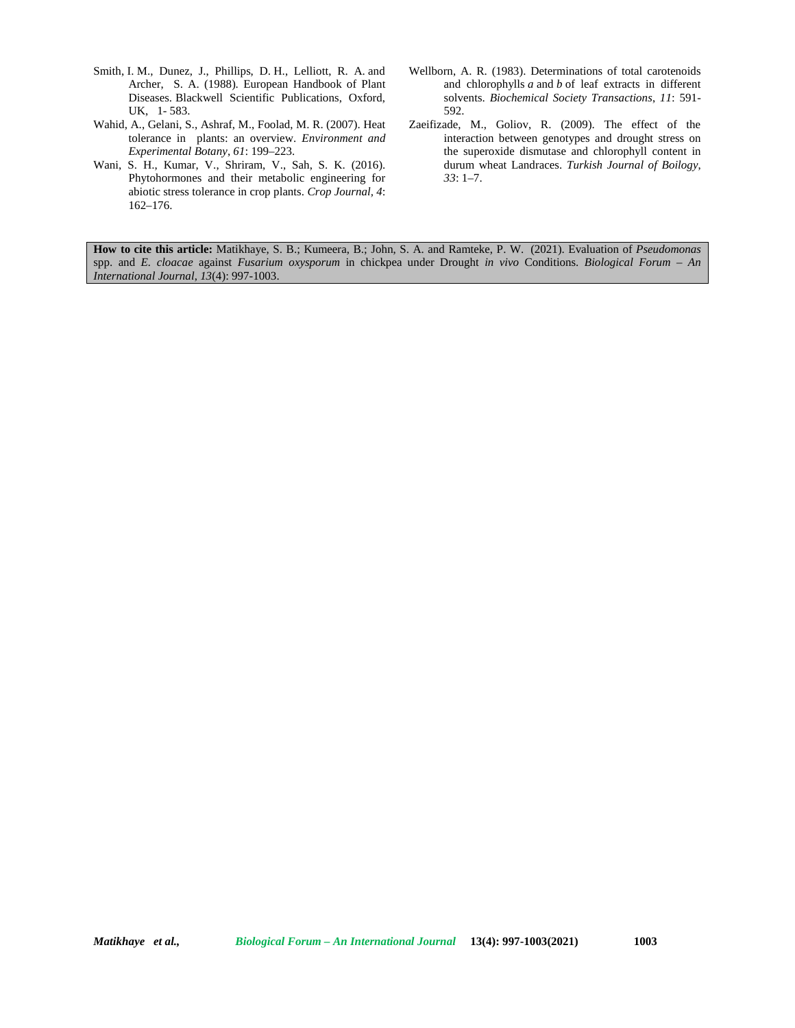Smith, I. M., Dunez, J., Phillips, D. H., Lelliott, R. A. and Archer, S. A. (1988). European Handbook of Plant Diseases. Blackwell Scientific Publications, Oxford, UK, 1- 583.

Wahid, A., Gelani, S., Ashraf, M., Foolad, M. R. (2007). Heat tolerance in plants: an overview. *Environment and Experimental Botany*, *61*: 199–223.

Wani, S. H., Kumar, V., Shriram, V., Sah, S. K. (2016). Phytohormones and their metabolic engineering for abiotic stress tolerance in crop plants. *Crop Journal, 4*: 162–176.

Wellborn, A. R. (1983). Determinations of total carotenoids and chlorophylls *a* and *b* of leaf extracts in different solvents. *Biochemical Society Transactions*, *11*: 591-592.

Zaeifizade, M., Goliov, R. (2009). The effect of the interaction between genotypes and drought stress on the superoxide dismutase and chlorophyll content in durum wheat Landraces. *Turkish Journal of Boilogy*, *33*: 1–7.

**How to cite this article:** Matikhaye, S. B.; Kumeera, B.; John, S. A. and Ramteke, P. W. (2021). Evaluation of *Pseudomonas* spp. and *E. cloacae* against *Fusarium oxysporum* in chickpea under Drought *in vivo* Conditions. *Biological Forum – An International Journal*, *13*(4): 997-1003.